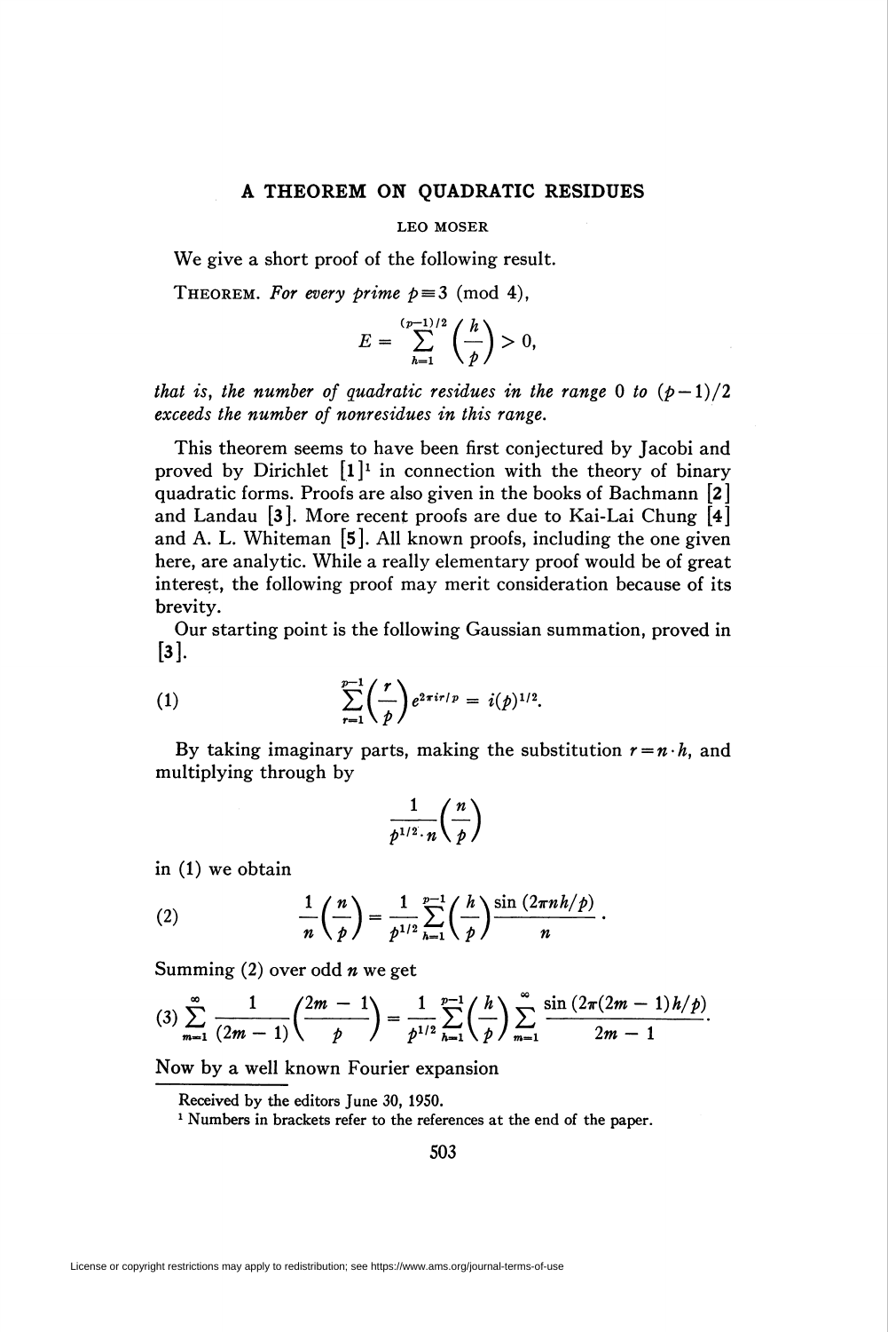# A THEOREM ON QUADRATIC RESIDUES

LEO MOSER

We give a short proof of the following result.

THEOREM. *For every prime* $p \equiv 3 \pmod 4$,

$$E = \sum_{h=1}^{(p-1)/2} \left(\frac{h}{p}\right) > 0,$$

*that is, the number of quadratic residues in the range* 0 *to* $(p-1)/2$ *exceeds the number of nonresidues in this range.*

This theorem seems to have been first conjectured by Jacobi and proved by Dirichlet [1][1] in connection with the theory of binary quadratic forms. Proofs are also given in the books of Bachmann [2] and Landau [3]. More recent proofs are due to Kai-Lai Chung [4] and A. L. Whiteman [5]. All known proofs, including the one given here, are analytic. While a really elementary proof would be of great interest, the following proof may merit consideration because of its brevity.

Our starting point is the following Gaussian summation, proved in [3].

$$\sum_{r=1}^{p-1} \left(\frac{r}{p}\right) e^{2\pi i r/p} = i(p)^{1/2}. \tag{1}$$

By taking imaginary parts, making the substitution $r = n \cdot h$, and multiplying through by

$$\frac{1}{p^{1/2} \cdot n} \left(\frac{n}{p}\right)$$

in (1) we obtain

$$\frac{1}{n}\left(\frac{n}{p}\right) = \frac{1}{p^{1/2}} \sum_{h=1}^{p-1} \left(\frac{h}{p}\right) \frac{\sin(2\pi n h/p)}{n}. \tag{2}$$

Summing (2) over odd $n$ we get

$$\sum_{m=1}^{\infty} \frac{1}{(2m-1)} \left(\frac{2m-1}{p}\right) = \frac{1}{p^{1/2}} \sum_{h=1}^{p-1} \left(\frac{h}{p}\right) \sum_{m=1}^{\infty} \frac{\sin(2\pi(2m-1)h/p)}{2m-1}. \tag{3}$$

Now by a well known Fourier expansion

Received by the editors June 30, 1950.

[1] Numbers in brackets refer to the references at the end of the paper.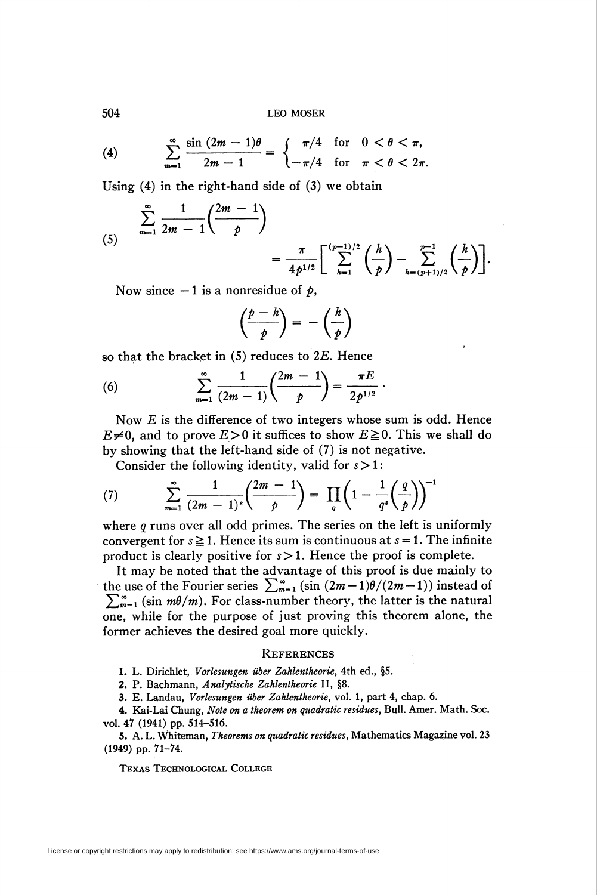$$(4) \qquad \sum_{m=1}^{\infty} \frac{\sin (2m-1)\theta}{2m-1} = \begin{cases} \pi/4 & \text{for} \quad 0 < \theta < \pi, \\ -\pi/4 & \text{for} \quad \pi < \theta < 2\pi. \end{cases}$$

Using (4) in the right-hand side of (3) we obtain

$$(5) \qquad \sum_{m=1}^{\infty} \frac{1}{2m-1} \left( \frac{2m-1}{p} \right) = \frac{\pi}{4p^{1/2}} \left[ \sum_{h=1}^{(p-1)/2} \left( \frac{h}{p} \right) - \sum_{h=(p+1)/2}^{p-1} \left( \frac{h}{p} \right) \right].$$

Now since $-1$ is a nonresidue of $p$,

$$\left( \frac{p-h}{p} \right) = -\left( \frac{h}{p} \right)$$

so that the bracket in (5) reduces to $2E$. Hence

$$(6) \qquad \sum_{m=1}^{\infty} \frac{1}{(2m-1)} \left( \frac{2m-1}{p} \right) = \frac{\pi E}{2p^{1/2}}.$$

Now $E$ is the difference of two integers whose sum is odd. Hence $E \neq 0$, and to prove $E > 0$ it suffices to show $E \geqq 0$. This we shall do by showing that the left-hand side of (7) is not negative.

Consider the following identity, valid for $s > 1$:

$$(7) \qquad \sum_{m=1}^{\infty} \frac{1}{(2m-1)^s} \left( \frac{2m-1}{p} \right) = \prod_{q} \left( 1 - \frac{1}{q^s} \left( \frac{q}{p} \right) \right)^{-1}$$

where $q$ runs over all odd primes. The series on the left is uniformly convergent for $s \geqq 1$. Hence its sum is continuous at $s = 1$. The infinite product is clearly positive for $s > 1$. Hence the proof is complete.

It may be noted that the advantage of this proof is due mainly to the use of the Fourier series $\sum_{m=1}^{\infty} (\sin (2m-1)\theta/(2m-1))$ instead of $\sum_{m=1}^{\infty} (\sin m\theta/m)$. For class-number theory, the latter is the natural one, while for the purpose of just proving this theorem alone, the former achieves the desired goal more quickly.

## References

1. L. Dirichlet, *Vorlesungen über Zahlentheorie*, 4th ed., §5.
2. P. Bachmann, *Analytische Zahlentheorie* II, §8.
3. E. Landau, *Vorlesungen über Zahlentheorie*, vol. 1, part 4, chap. 6.
4. Kai-Lai Chung, *Note on a theorem on quadratic residues*, Bull. Amer. Math. Soc. vol. 47 (1941) pp. 514–516.
5. A. L. Whiteman, *Theorems on quadratic residues*, Mathematics Magazine vol. 23 (1949) pp. 71–74.

Texas Technological College